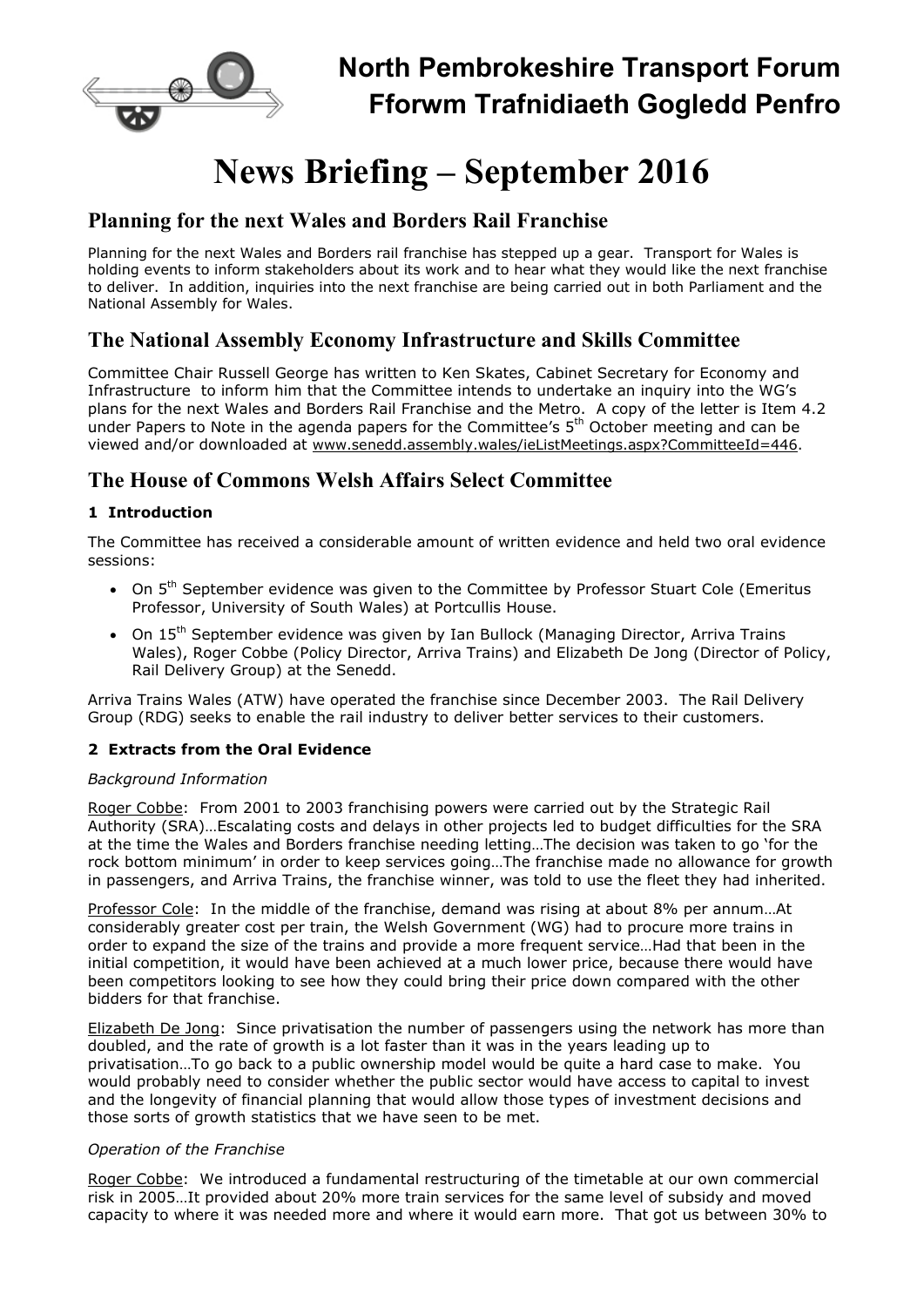# North Pembrokeshire Transport Forum
# Fforwm Trafnidiaeth Gogledd Penfro

# News Briefing – September 2016

## Planning for the next Wales and Borders Rail Franchise

Planning for the next Wales and Borders rail franchise has stepped up a gear. Transport for Wales is holding events to inform stakeholders about its work and to hear what they would like the next franchise to deliver. In addition, inquiries into the next franchise are being carried out in both Parliament and the National Assembly for Wales.

## The National Assembly Economy Infrastructure and Skills Committee

Committee Chair Russell George has written to Ken Skates, Cabinet Secretary for Economy and Infrastructure to inform him that the Committee intends to undertake an inquiry into the WG's plans for the next Wales and Borders Rail Franchise and the Metro. A copy of the letter is Item 4.2 under Papers to Note in the agenda papers for the Committee's 5th October meeting and can be viewed and/or downloaded at www.senedd.assembly.wales/ieListMeetings.aspx?CommitteeId=446.

## The House of Commons Welsh Affairs Select Committee

### 1 Introduction

The Committee has received a considerable amount of written evidence and held two oral evidence sessions:

- On 5th September evidence was given to the Committee by Professor Stuart Cole (Emeritus Professor, University of South Wales) at Portcullis House.
- On 15th September evidence was given by Ian Bullock (Managing Director, Arriva Trains Wales), Roger Cobbe (Policy Director, Arriva Trains) and Elizabeth De Jong (Director of Policy, Rail Delivery Group) at the Senedd.

Arriva Trains Wales (ATW) have operated the franchise since December 2003. The Rail Delivery Group (RDG) seeks to enable the rail industry to deliver better services to their customers.

### 2 Extracts from the Oral Evidence

*Background Information*

Roger Cobbe: From 2001 to 2003 franchising powers were carried out by the Strategic Rail Authority (SRA)…Escalating costs and delays in other projects led to budget difficulties for the SRA at the time the Wales and Borders franchise needing letting…The decision was taken to go 'for the rock bottom minimum' in order to keep services going…The franchise made no allowance for growth in passengers, and Arriva Trains, the franchise winner, was told to use the fleet they had inherited.

Professor Cole: In the middle of the franchise, demand was rising at about 8% per annum…At considerably greater cost per train, the Welsh Government (WG) had to procure more trains in order to expand the size of the trains and provide a more frequent service…Had that been in the initial competition, it would have been achieved at a much lower price, because there would have been competitors looking to see how they could bring their price down compared with the other bidders for that franchise.

Elizabeth De Jong: Since privatisation the number of passengers using the network has more than doubled, and the rate of growth is a lot faster than it was in the years leading up to privatisation…To go back to a public ownership model would be quite a hard case to make. You would probably need to consider whether the public sector would have access to capital to invest and the longevity of financial planning that would allow those types of investment decisions and those sorts of growth statistics that we have seen to be met.

*Operation of the Franchise*

Roger Cobbe: We introduced a fundamental restructuring of the timetable at our own commercial risk in 2005…It provided about 20% more train services for the same level of subsidy and moved capacity to where it was needed more and where it would earn more. That got us between 30% to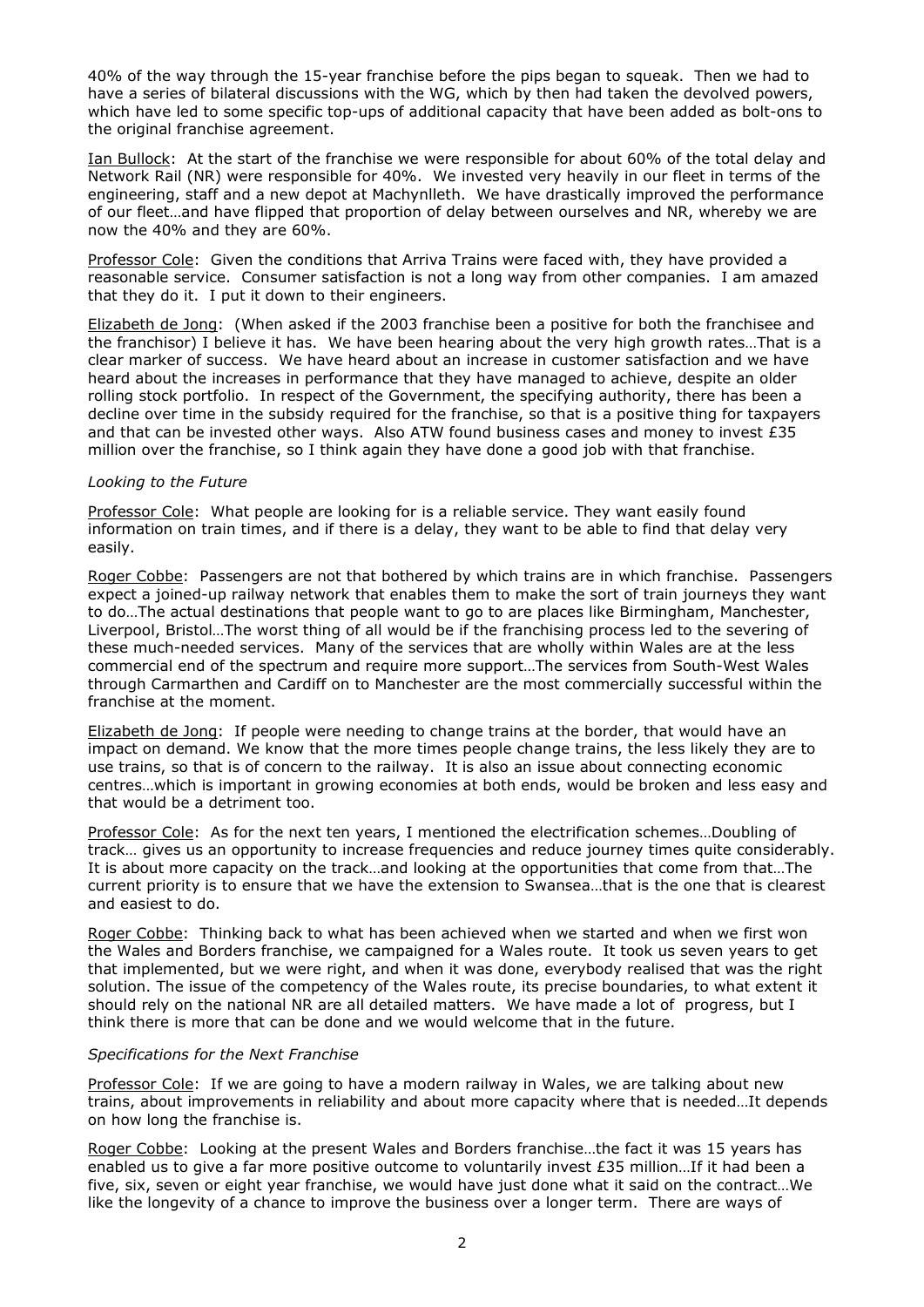40% of the way through the 15-year franchise before the pips began to squeak. Then we had to have a series of bilateral discussions with the WG, which by then had taken the devolved powers, which have led to some specific top-ups of additional capacity that have been added as bolt-ons to the original franchise agreement.

Ian Bullock: At the start of the franchise we were responsible for about 60% of the total delay and Network Rail (NR) were responsible for 40%. We invested very heavily in our fleet in terms of the engineering, staff and a new depot at Machynlleth. We have drastically improved the performance of our fleet…and have flipped that proportion of delay between ourselves and NR, whereby we are now the 40% and they are 60%.

Professor Cole: Given the conditions that Arriva Trains were faced with, they have provided a reasonable service. Consumer satisfaction is not a long way from other companies. I am amazed that they do it. I put it down to their engineers.

Elizabeth de Jong: (When asked if the 2003 franchise been a positive for both the franchisee and the franchisor) I believe it has. We have been hearing about the very high growth rates…That is a clear marker of success. We have heard about an increase in customer satisfaction and we have heard about the increases in performance that they have managed to achieve, despite an older rolling stock portfolio. In respect of the Government, the specifying authority, there has been a decline over time in the subsidy required for the franchise, so that is a positive thing for taxpayers and that can be invested other ways. Also ATW found business cases and money to invest £35 million over the franchise, so I think again they have done a good job with that franchise.

*Looking to the Future*

Professor Cole: What people are looking for is a reliable service. They want easily found information on train times, and if there is a delay, they want to be able to find that delay very easily.

Roger Cobbe: Passengers are not that bothered by which trains are in which franchise. Passengers expect a joined-up railway network that enables them to make the sort of train journeys they want to do…The actual destinations that people want to go to are places like Birmingham, Manchester, Liverpool, Bristol…The worst thing of all would be if the franchising process led to the severing of these much-needed services. Many of the services that are wholly within Wales are at the less commercial end of the spectrum and require more support…The services from South-West Wales through Carmarthen and Cardiff on to Manchester are the most commercially successful within the franchise at the moment.

Elizabeth de Jong: If people were needing to change trains at the border, that would have an impact on demand. We know that the more times people change trains, the less likely they are to use trains, so that is of concern to the railway. It is also an issue about connecting economic centres…which is important in growing economies at both ends, would be broken and less easy and that would be a detriment too.

Professor Cole: As for the next ten years, I mentioned the electrification schemes…Doubling of track… gives us an opportunity to increase frequencies and reduce journey times quite considerably. It is about more capacity on the track…and looking at the opportunities that come from that…The current priority is to ensure that we have the extension to Swansea…that is the one that is clearest and easiest to do.

Roger Cobbe: Thinking back to what has been achieved when we started and when we first won the Wales and Borders franchise, we campaigned for a Wales route. It took us seven years to get that implemented, but we were right, and when it was done, everybody realised that was the right solution. The issue of the competency of the Wales route, its precise boundaries, to what extent it should rely on the national NR are all detailed matters. We have made a lot of progress, but I think there is more that can be done and we would welcome that in the future.

*Specifications for the Next Franchise*

Professor Cole: If we are going to have a modern railway in Wales, we are talking about new trains, about improvements in reliability and about more capacity where that is needed…It depends on how long the franchise is.

Roger Cobbe: Looking at the present Wales and Borders franchise…the fact it was 15 years has enabled us to give a far more positive outcome to voluntarily invest £35 million…If it had been a five, six, seven or eight year franchise, we would have just done what it said on the contract…We like the longevity of a chance to improve the business over a longer term. There are ways of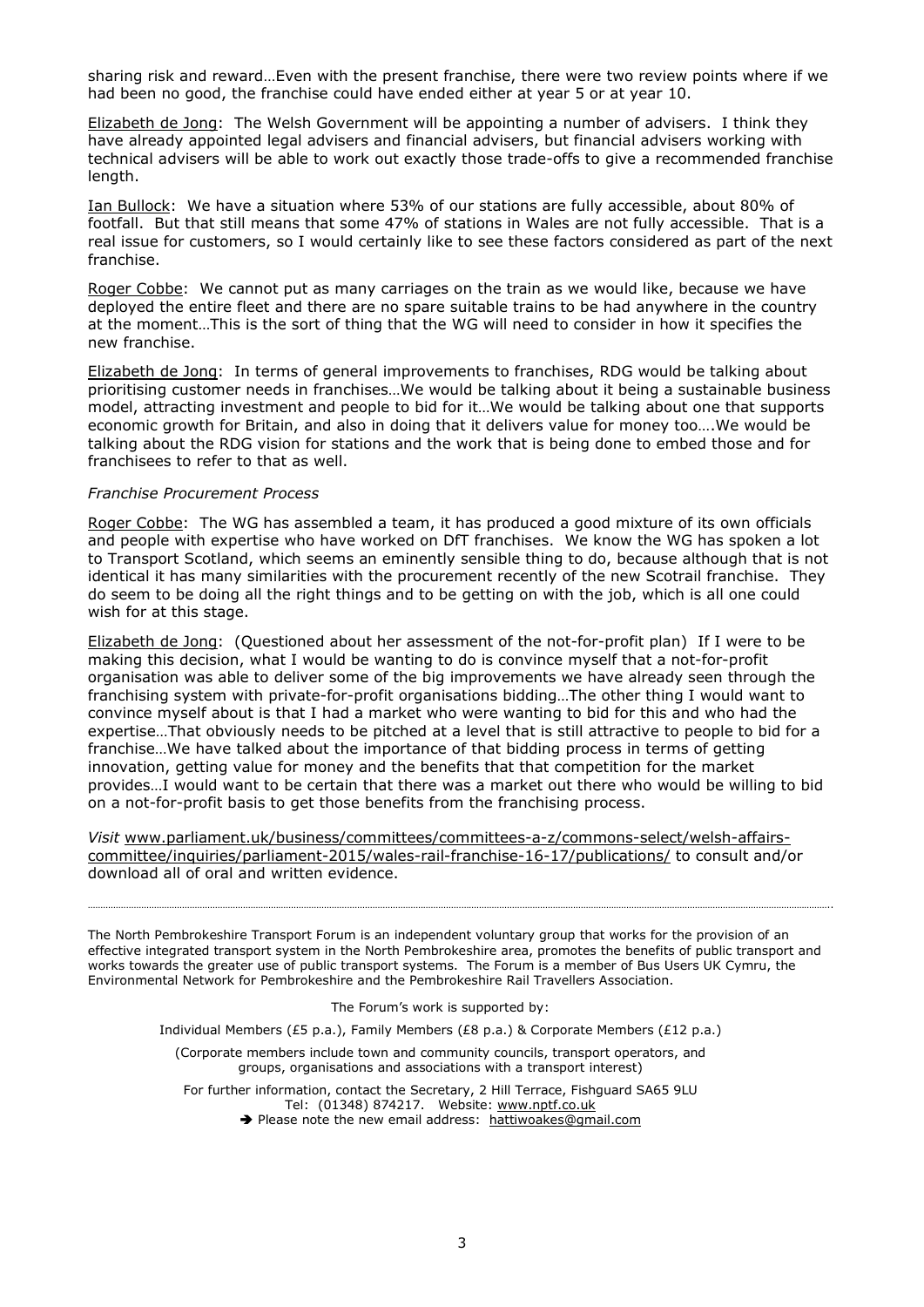sharing risk and reward…Even with the present franchise, there were two review points where if we had been no good, the franchise could have ended either at year 5 or at year 10.

Elizabeth de Jong: The Welsh Government will be appointing a number of advisers. I think they have already appointed legal advisers and financial advisers, but financial advisers working with technical advisers will be able to work out exactly those trade-offs to give a recommended franchise length.

Ian Bullock: We have a situation where 53% of our stations are fully accessible, about 80% of footfall. But that still means that some 47% of stations in Wales are not fully accessible. That is a real issue for customers, so I would certainly like to see these factors considered as part of the next franchise.

Roger Cobbe: We cannot put as many carriages on the train as we would like, because we have deployed the entire fleet and there are no spare suitable trains to be had anywhere in the country at the moment…This is the sort of thing that the WG will need to consider in how it specifies the new franchise.

Elizabeth de Jong: In terms of general improvements to franchises, RDG would be talking about prioritising customer needs in franchises…We would be talking about it being a sustainable business model, attracting investment and people to bid for it…We would be talking about one that supports economic growth for Britain, and also in doing that it delivers value for money too….We would be talking about the RDG vision for stations and the work that is being done to embed those and for franchisees to refer to that as well.

*Franchise Procurement Process*

Roger Cobbe: The WG has assembled a team, it has produced a good mixture of its own officials and people with expertise who have worked on DfT franchises. We know the WG has spoken a lot to Transport Scotland, which seems an eminently sensible thing to do, because although that is not identical it has many similarities with the procurement recently of the new Scotrail franchise. They do seem to be doing all the right things and to be getting on with the job, which is all one could wish for at this stage.

Elizabeth de Jong: (Questioned about her assessment of the not-for-profit plan) If I were to be making this decision, what I would be wanting to do is convince myself that a not-for-profit organisation was able to deliver some of the big improvements we have already seen through the franchising system with private-for-profit organisations bidding…The other thing I would want to convince myself about is that I had a market who were wanting to bid for this and who had the expertise…That obviously needs to be pitched at a level that is still attractive to people to bid for a franchise…We have talked about the importance of that bidding process in terms of getting innovation, getting value for money and the benefits that that competition for the market provides…I would want to be certain that there was a market out there who would be willing to bid on a not-for-profit basis to get those benefits from the franchising process.

*Visit* www.parliament.uk/business/committees/committees-a-z/commons-select/welsh-affairs-committee/inquiries/parliament-2015/wales-rail-franchise-16-17/publications/ to consult and/or download all of oral and written evidence.

---

The North Pembrokeshire Transport Forum is an independent voluntary group that works for the provision of an effective integrated transport system in the North Pembrokeshire area, promotes the benefits of public transport and works towards the greater use of public transport systems. The Forum is a member of Bus Users UK Cymru, the Environmental Network for Pembrokeshire and the Pembrokeshire Rail Travellers Association.

The Forum's work is supported by:

Individual Members (£5 p.a.), Family Members (£8 p.a.) & Corporate Members (£12 p.a.)

(Corporate members include town and community councils, transport operators, and groups, organisations and associations with a transport interest)

For further information, contact the Secretary, 2 Hill Terrace, Fishguard SA65 9LU
Tel: (01348) 874217. Website: www.nptf.co.uk
➔ Please note the new email address: hattiwoakes@gmail.com